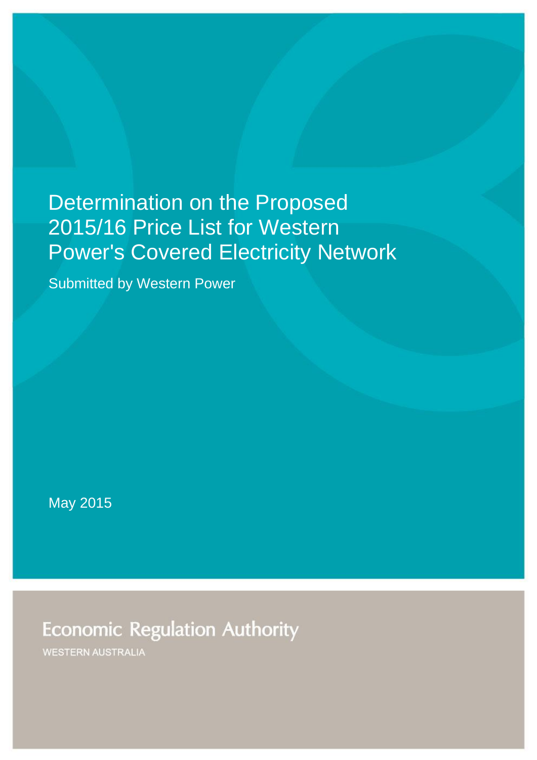# Determination on the Proposed 2015/16 Price List for Western Power's Covered Electricity Network

Submitted by Western Power

May 2015

Economic Regulation Authority

WESTERN AUSTRALIA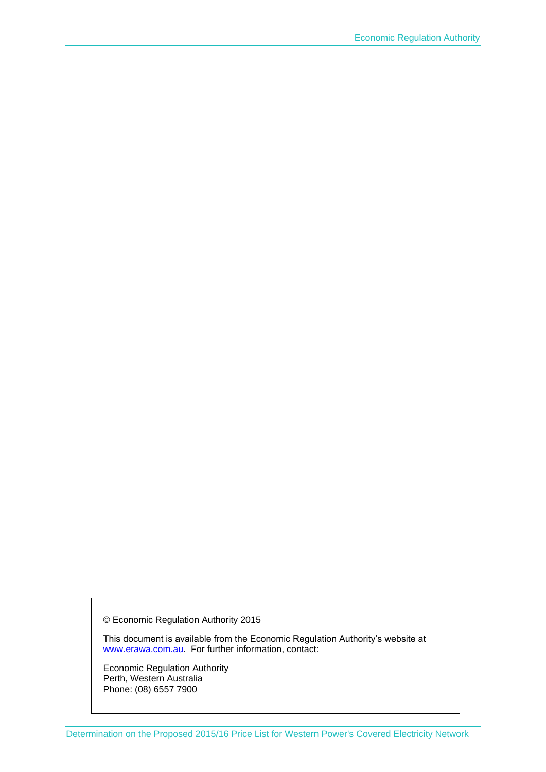© Economic Regulation Authority 2015

This document is available from the Economic Regulation Authority's website at [www.erawa.com.au](http://www.erawa.com.au). For further information, contact:

Economic Regulation Authority
Perth, Western Australia
Phone: (08) 6557 7900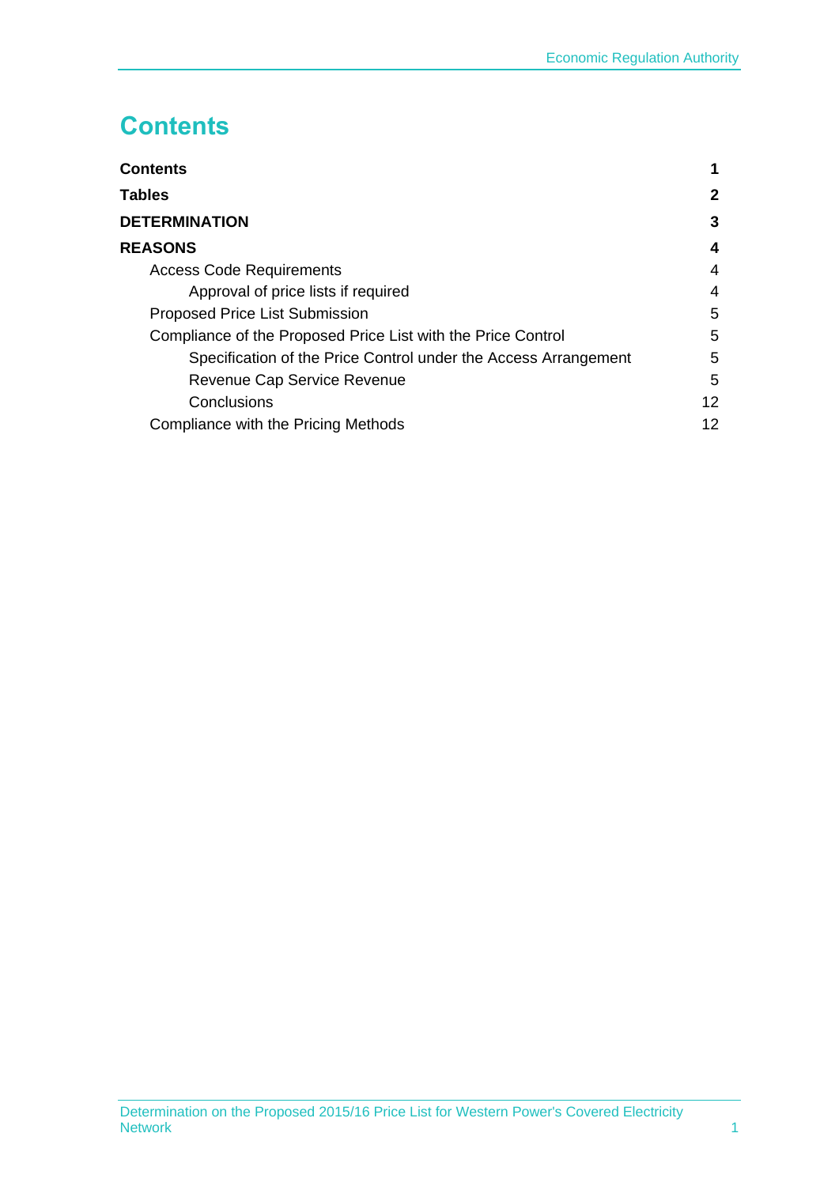# Contents

| | |
|---|---|
| **Contents** | **1** |
| **Tables** | **2** |
| **DETERMINATION** | **3** |
| **REASONS** | **4** |
| Access Code Requirements | 4 |
| Approval of price lists if required | 4 |
| Proposed Price List Submission | 5 |
| Compliance of the Proposed Price List with the Price Control | 5 |
| Specification of the Price Control under the Access Arrangement | 5 |
| Revenue Cap Service Revenue | 5 |
| Conclusions | 12 |
| Compliance with the Pricing Methods | 12 |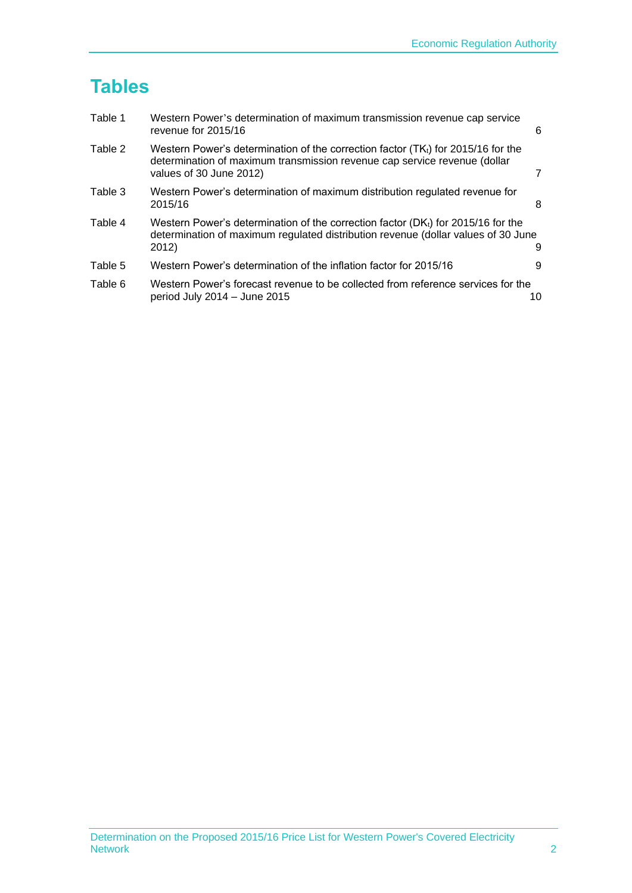# Tables

| | | |
|---|---|---|
| Table 1 | Western Power's determination of maximum transmission revenue cap service revenue for 2015/16 | 6 |
| Table 2 | Western Power's determination of the correction factor ($TK_t$) for 2015/16 for the determination of maximum transmission revenue cap service revenue (dollar values of 30 June 2012) | 7 |
| Table 3 | Western Power's determination of maximum distribution regulated revenue for 2015/16 | 8 |
| Table 4 | Western Power's determination of the correction factor ($DK_t$) for 2015/16 for the determination of maximum regulated distribution revenue (dollar values of 30 June 2012) | 9 |
| Table 5 | Western Power's determination of the inflation factor for 2015/16 | 9 |
| Table 6 | Western Power's forecast revenue to be collected from reference services for the period July 2014 – June 2015 | 10 |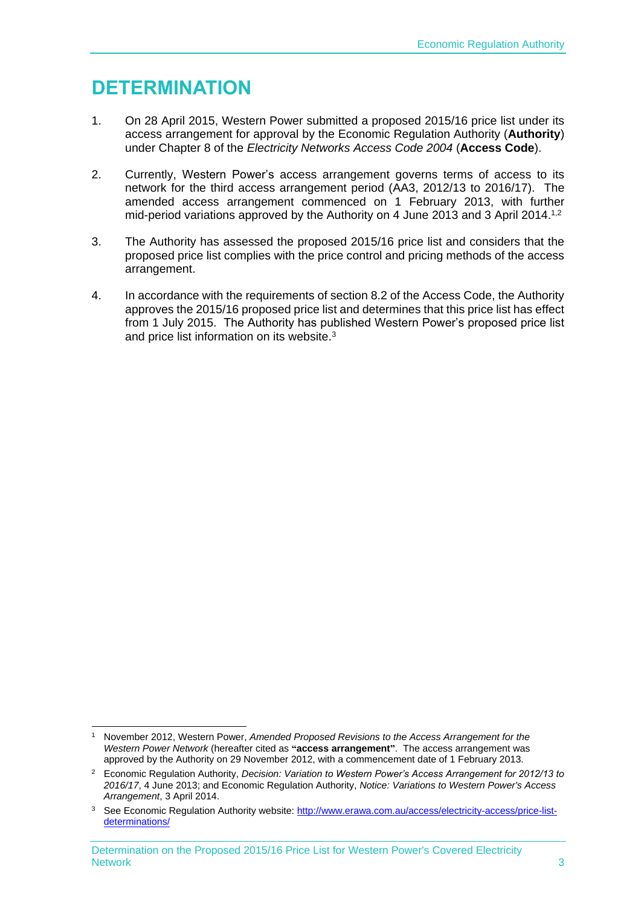# DETERMINATION

1. On 28 April 2015, Western Power submitted a proposed 2015/16 price list under its access arrangement for approval by the Economic Regulation Authority (**Authority**) under Chapter 8 of the *Electricity Networks Access Code 2004* (**Access Code**).

2. Currently, Western Power's access arrangement governs terms of access to its network for the third access arrangement period (AA3, 2012/13 to 2016/17). The amended access arrangement commenced on 1 February 2013, with further mid-period variations approved by the Authority on 4 June 2013 and 3 April 2014.[1,2]

3. The Authority has assessed the proposed 2015/16 price list and considers that the proposed price list complies with the price control and pricing methods of the access arrangement.

4. In accordance with the requirements of section 8.2 of the Access Code, the Authority approves the 2015/16 proposed price list and determines that this price list has effect from 1 July 2015. The Authority has published Western Power's proposed price list and price list information on its website.[3]

---

[1] November 2012, Western Power, *Amended Proposed Revisions to the Access Arrangement for the Western Power Network* (hereafter cited as **"access arrangement"**. The access arrangement was approved by the Authority on 29 November 2012, with a commencement date of 1 February 2013.

[2] Economic Regulation Authority, *Decision: Variation to Western Power's Access Arrangement for 2012/13 to 2016/17*, 4 June 2013; and Economic Regulation Authority, *Notice: Variations to Western Power's Access Arrangement*, 3 April 2014.

[3] See Economic Regulation Authority website: http://www.erawa.com.au/access/electricity-access/price-list-determinations/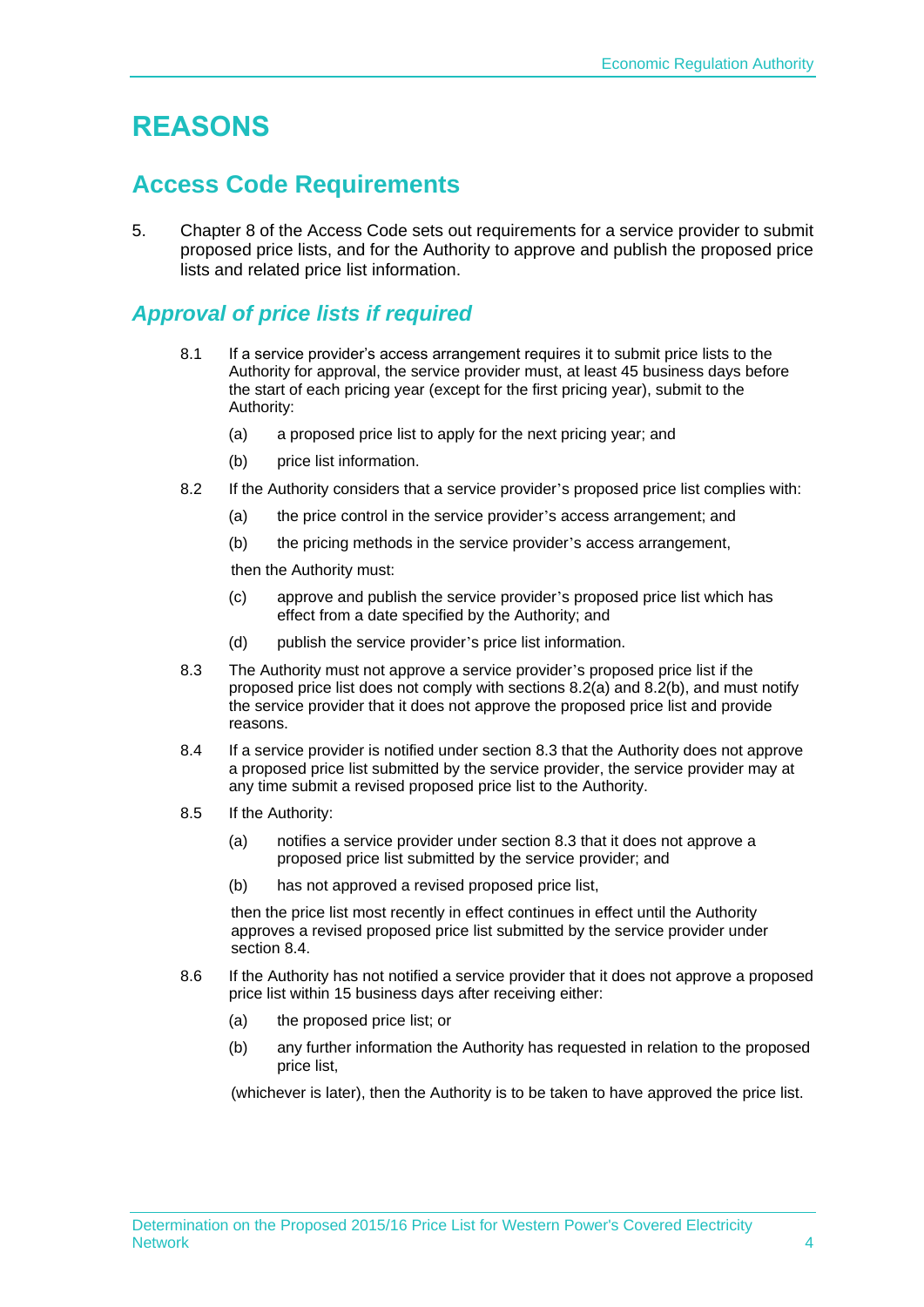# REASONS

## Access Code Requirements

5. Chapter 8 of the Access Code sets out requirements for a service provider to submit proposed price lists, and for the Authority to approve and publish the proposed price lists and related price list information.

### *Approval of price lists if required*

> 8.1 If a service provider's access arrangement requires it to submit price lists to the Authority for approval, the service provider must, at least 45 business days before the start of each pricing year (except for the first pricing year), submit to the Authority:
>
> (a) a proposed price list to apply for the next pricing year; and
>
> (b) price list information.
>
> 8.2 If the Authority considers that a service provider's proposed price list complies with:
>
> (a) the price control in the service provider's access arrangement; and
>
> (b) the pricing methods in the service provider's access arrangement,
>
> then the Authority must:
>
> (c) approve and publish the service provider's proposed price list which has effect from a date specified by the Authority; and
>
> (d) publish the service provider's price list information.
>
> 8.3 The Authority must not approve a service provider's proposed price list if the proposed price list does not comply with sections 8.2(a) and 8.2(b), and must notify the service provider that it does not approve the proposed price list and provide reasons.
>
> 8.4 If a service provider is notified under section 8.3 that the Authority does not approve a proposed price list submitted by the service provider, the service provider may at any time submit a revised proposed price list to the Authority.
>
> 8.5 If the Authority:
>
> (a) notifies a service provider under section 8.3 that it does not approve a proposed price list submitted by the service provider; and
>
> (b) has not approved a revised proposed price list,
>
> then the price list most recently in effect continues in effect until the Authority approves a revised proposed price list submitted by the service provider under section 8.4.
>
> 8.6 If the Authority has not notified a service provider that it does not approve a proposed price list within 15 business days after receiving either:
>
> (a) the proposed price list; or
>
> (b) any further information the Authority has requested in relation to the proposed price list,
>
> (whichever is later), then the Authority is to be taken to have approved the price list.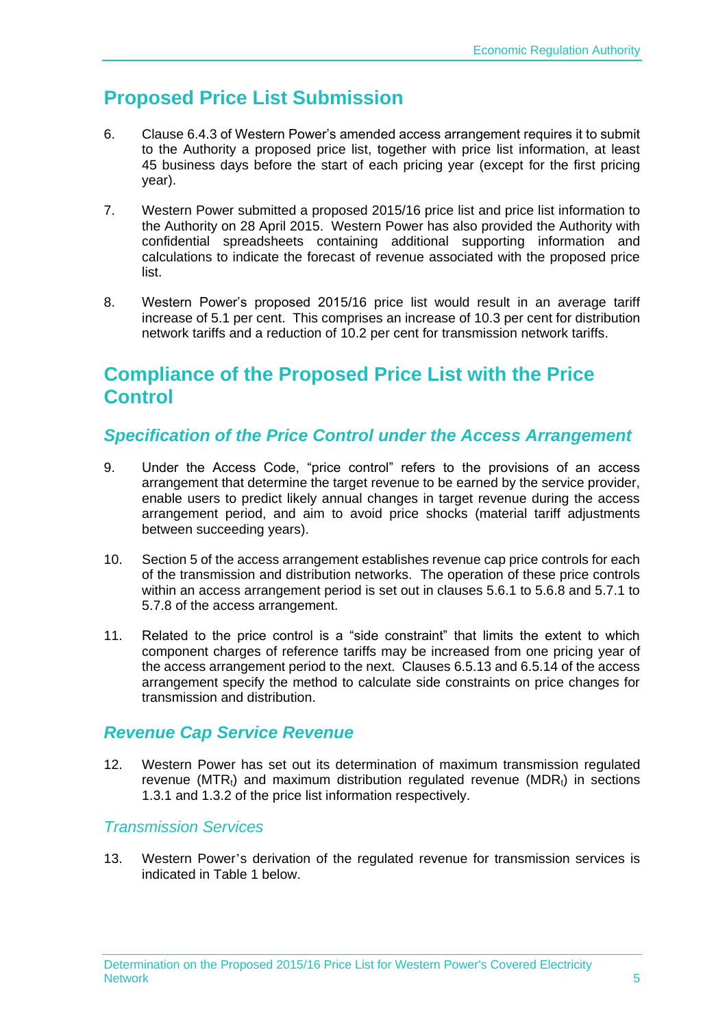## Proposed Price List Submission

6. Clause 6.4.3 of Western Power's amended access arrangement requires it to submit to the Authority a proposed price list, together with price list information, at least 45 business days before the start of each pricing year (except for the first pricing year).

7. Western Power submitted a proposed 2015/16 price list and price list information to the Authority on 28 April 2015. Western Power has also provided the Authority with confidential spreadsheets containing additional supporting information and calculations to indicate the forecast of revenue associated with the proposed price list.

8. Western Power's proposed 2015/16 price list would result in an average tariff increase of 5.1 per cent. This comprises an increase of 10.3 per cent for distribution network tariffs and a reduction of 10.2 per cent for transmission network tariffs.

## Compliance of the Proposed Price List with the Price Control

### *Specification of the Price Control under the Access Arrangement*

9. Under the Access Code, "price control" refers to the provisions of an access arrangement that determine the target revenue to be earned by the service provider, enable users to predict likely annual changes in target revenue during the access arrangement period, and aim to avoid price shocks (material tariff adjustments between succeeding years).

10. Section 5 of the access arrangement establishes revenue cap price controls for each of the transmission and distribution networks. The operation of these price controls within an access arrangement period is set out in clauses 5.6.1 to 5.6.8 and 5.7.1 to 5.7.8 of the access arrangement.

11. Related to the price control is a "side constraint" that limits the extent to which component charges of reference tariffs may be increased from one pricing year of the access arrangement period to the next. Clauses 6.5.13 and 6.5.14 of the access arrangement specify the method to calculate side constraints on price changes for transmission and distribution.

### *Revenue Cap Service Revenue*

12. Western Power has set out its determination of maximum transmission regulated revenue ($MTR_t$) and maximum distribution regulated revenue ($MDR_t$) in sections 1.3.1 and 1.3.2 of the price list information respectively.

#### *Transmission Services*

13. Western Power's derivation of the regulated revenue for transmission services is indicated in Table 1 below.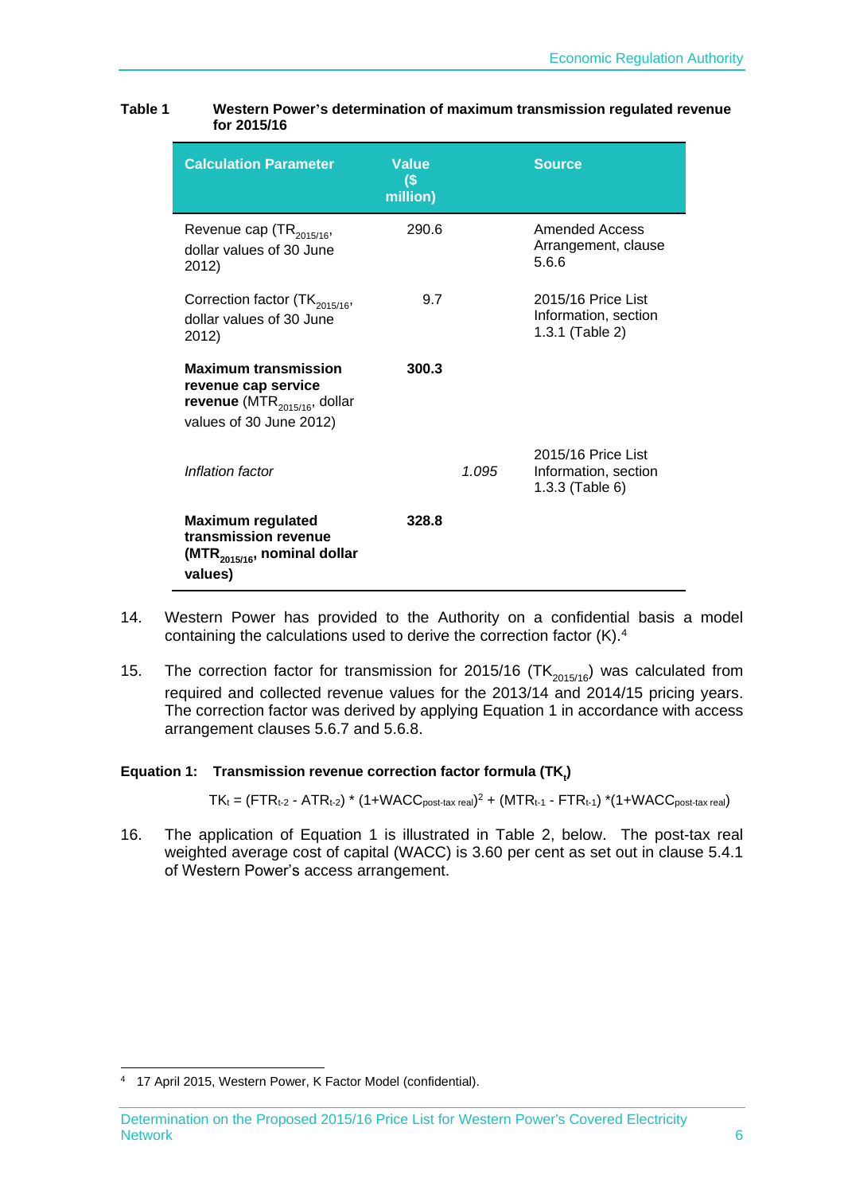**Table 1 Western Power's determination of maximum transmission regulated revenue for 2015/16**

| Calculation Parameter | Value ($ million) | | Source |
|---|---|---|---|
| Revenue cap ($TR_{2015/16}$, dollar values of 30 June 2012) | 290.6 | | Amended Access Arrangement, clause 5.6.6 |
| Correction factor ($TK_{2015/16}$, dollar values of 30 June 2012) | 9.7 | | 2015/16 Price List Information, section 1.3.1 (Table 2) |
| **Maximum transmission revenue cap service revenue** ($MTR_{2015/16}$, dollar values of 30 June 2012) | **300.3** | | |
| *Inflation factor* | | *1.095* | 2015/16 Price List Information, section 1.3.3 (Table 6) |
| **Maximum regulated transmission revenue ($MTR_{2015/16}$, nominal dollar values)** | **328.8** | | |

14. Western Power has provided to the Authority on a confidential basis a model containing the calculations used to derive the correction factor (K).[4]

15. The correction factor for transmission for 2015/16 ($TK_{2015/16}$) was calculated from required and collected revenue values for the 2013/14 and 2014/15 pricing years. The correction factor was derived by applying Equation 1 in accordance with access arrangement clauses 5.6.7 and 5.6.8.

**Equation 1: Transmission revenue correction factor formula ($TK_t$)**

$$TK_t = (FTR_{t-2} - ATR_{t-2}) * (1+WACC_{\text{post-tax real}})^2 + (MTR_{t-1} - FTR_{t-1}) * (1+WACC_{\text{post-tax real}})$$

16. The application of Equation 1 is illustrated in Table 2, below. The post-tax real weighted average cost of capital (WACC) is 3.60 per cent as set out in clause 5.4.1 of Western Power's access arrangement.

---

[4] 17 April 2015, Western Power, K Factor Model (confidential).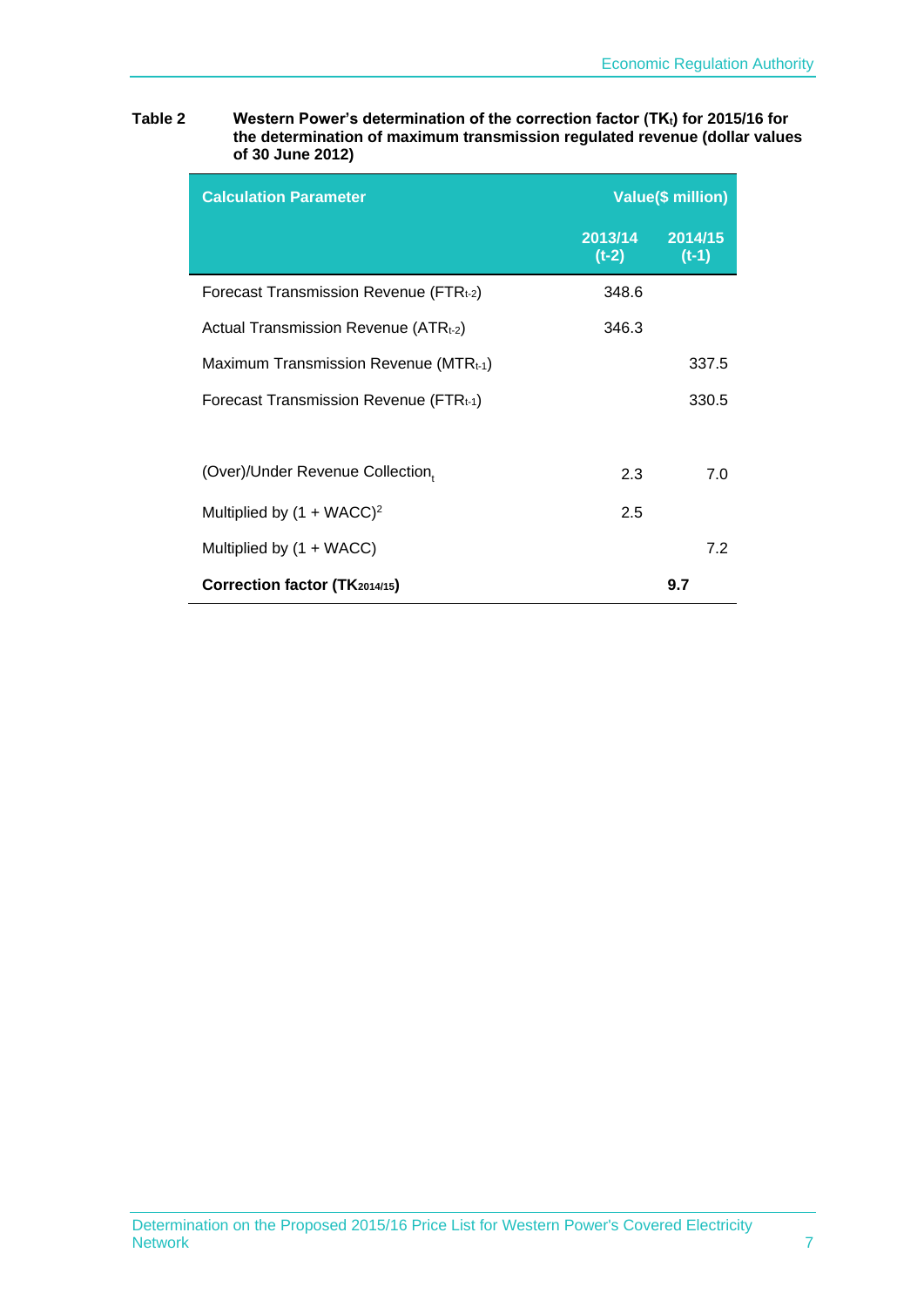**Table 2 Western Power's determination of the correction factor ($TK_t$) for 2015/16 for the determination of maximum transmission regulated revenue (dollar values of 30 June 2012)**

| Calculation Parameter | Value($ million) | |
|---|---|---|
| | 2013/14 (t-2) | 2014/15 (t-1) |
| Forecast Transmission Revenue ($FTR_{t-2}$) | 348.6 | |
| Actual Transmission Revenue ($ATR_{t-2}$) | 346.3 | |
| Maximum Transmission Revenue ($MTR_{t-1}$) | | 337.5 |
| Forecast Transmission Revenue ($FTR_{t-1}$) | | 330.5 |
| | | |
| (Over)/Under Revenue $Collection_t$ | 2.3 | 7.0 |
| Multiplied by $(1 + WACC)^2$ | 2.5 | |
| Multiplied by $(1 + WACC)$ | | 7.2 |
| **Correction factor ($TK_{2014/15}$)** | **9.7** | |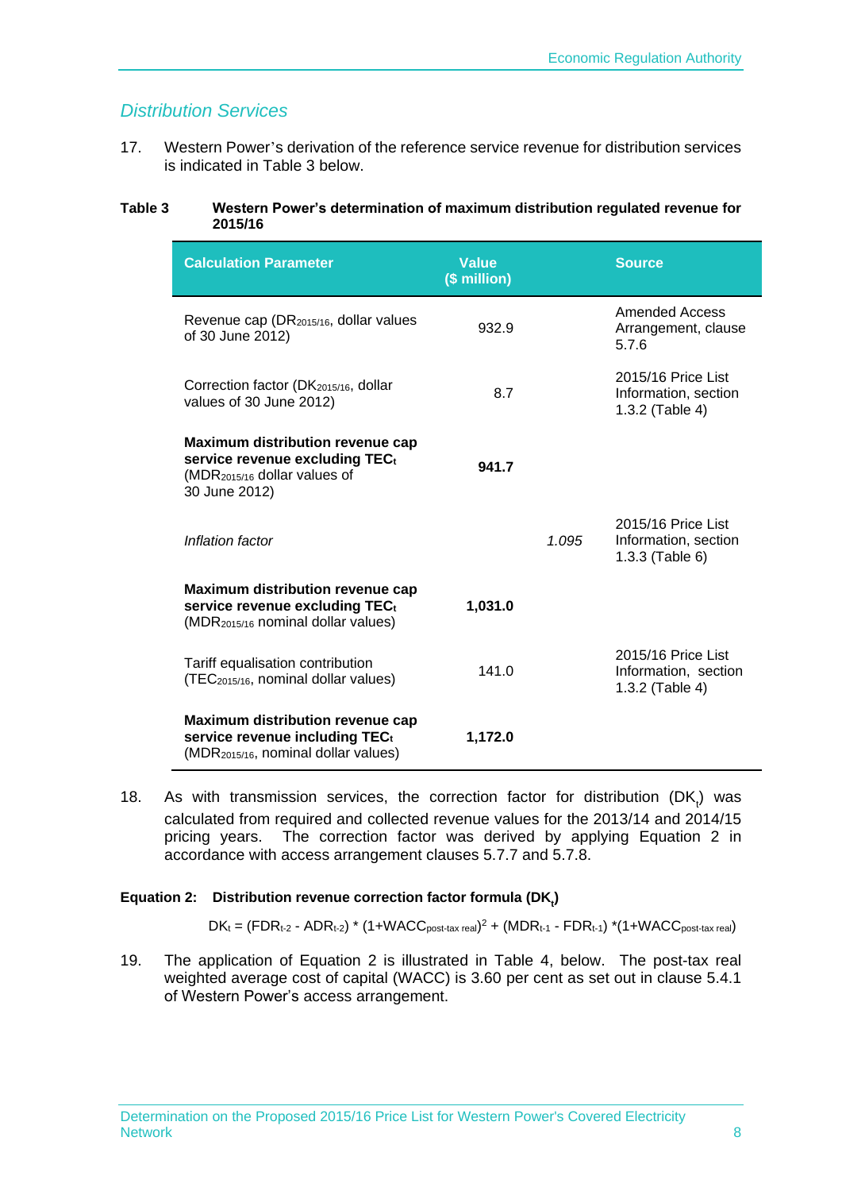## *Distribution Services*

17. Western Power's derivation of the reference service revenue for distribution services is indicated in Table 3 below.

**Table 3 Western Power's determination of maximum distribution regulated revenue for 2015/16**

| Calculation Parameter | Value ($ million) | | Source |
|---|---|---|---|
| Revenue cap ($DR_{2015/16}$, dollar values of 30 June 2012) | 932.9 | | Amended Access Arrangement, clause 5.7.6 |
| Correction factor ($DK_{2015/16}$, dollar values of 30 June 2012) | 8.7 | | 2015/16 Price List Information, section 1.3.2 (Table 4) |
| **Maximum distribution revenue cap service revenue excluding $TEC_t$** ($MDR_{2015/16}$ dollar values of 30 June 2012) | **941.7** | | |
| *Inflation factor* | | *1.095* | 2015/16 Price List Information, section 1.3.3 (Table 6) |
| **Maximum distribution revenue cap service revenue excluding $TEC_t$** ($MDR_{2015/16}$ nominal dollar values) | **1,031.0** | | |
| Tariff equalisation contribution ($TEC_{2015/16}$, nominal dollar values) | 141.0 | | 2015/16 Price List Information, section 1.3.2 (Table 4) |
| **Maximum distribution revenue cap service revenue including $TEC_t$** ($MDR_{2015/16}$, nominal dollar values) | **1,172.0** | | |

18. As with transmission services, the correction factor for distribution ($DK_t$) was calculated from required and collected revenue values for the 2013/14 and 2014/15 pricing years. The correction factor was derived by applying Equation 2 in accordance with access arrangement clauses 5.7.7 and 5.7.8.

**Equation 2: Distribution revenue correction factor formula ($DK_t$)**

$$DK_t = (FDR_{t-2} - ADR_{t-2}) * (1+WACC_{post\text{-}tax\ real})^2 + (MDR_{t-1} - FDR_{t-1}) * (1+WACC_{post\text{-}tax\ real})$$

19. The application of Equation 2 is illustrated in Table 4, below. The post-tax real weighted average cost of capital (WACC) is 3.60 per cent as set out in clause 5.4.1 of Western Power's access arrangement.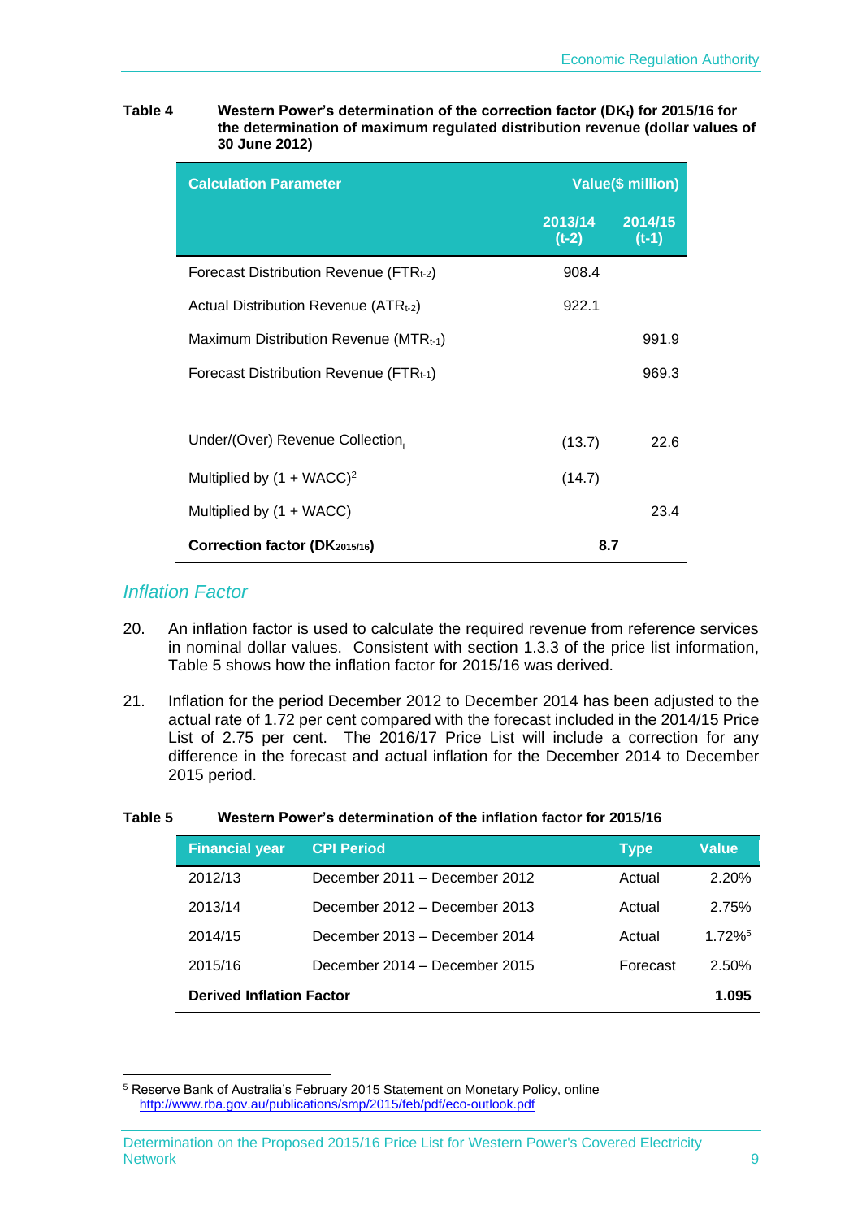**Table 4 Western Power's determination of the correction factor ($DK_t$) for 2015/16 for the determination of maximum regulated distribution revenue (dollar values of 30 June 2012)**

| Calculation Parameter | Value($ million) | |
|---|---|---|
| | 2013/14 (t-2) | 2014/15 (t-1) |
| Forecast Distribution Revenue ($FTR_{t-2}$) | 908.4 | |
| Actual Distribution Revenue ($ATR_{t-2}$) | 922.1 | |
| Maximum Distribution Revenue ($MTR_{t-1}$) | | 991.9 |
| Forecast Distribution Revenue ($FTR_{t-1}$) | | 969.3 |
| | | |
| Under/(Over) Revenue $Collection_t$ | (13.7) | 22.6 |
| Multiplied by $(1 + WACC)^2$ | (14.7) | |
| Multiplied by $(1 + WACC)$ | | 23.4 |
| **Correction factor ($DK_{2015/16}$)** | **8.7** | |

## *Inflation Factor*

20. An inflation factor is used to calculate the required revenue from reference services in nominal dollar values. Consistent with section 1.3.3 of the price list information, Table 5 shows how the inflation factor for 2015/16 was derived.

21. Inflation for the period December 2012 to December 2014 has been adjusted to the actual rate of 1.72 per cent compared with the forecast included in the 2014/15 Price List of 2.75 per cent. The 2016/17 Price List will include a correction for any difference in the forecast and actual inflation for the December 2014 to December 2015 period.

**Table 5 Western Power's determination of the inflation factor for 2015/16**

| Financial year | CPI Period | Type | Value |
|---|---|---|---|
| 2012/13 | December 2011 – December 2012 | Actual | 2.20% |
| 2013/14 | December 2012 – December 2013 | Actual | 2.75% |
| 2014/15 | December 2013 – December 2014 | Actual | 1.72%[5] |
| 2015/16 | December 2014 – December 2015 | Forecast | 2.50% |
| **Derived Inflation Factor** | | | **1.095** |

[5] Reserve Bank of Australia's February 2015 Statement on Monetary Policy, online http://www.rba.gov.au/publications/smp/2015/feb/pdf/eco-outlook.pdf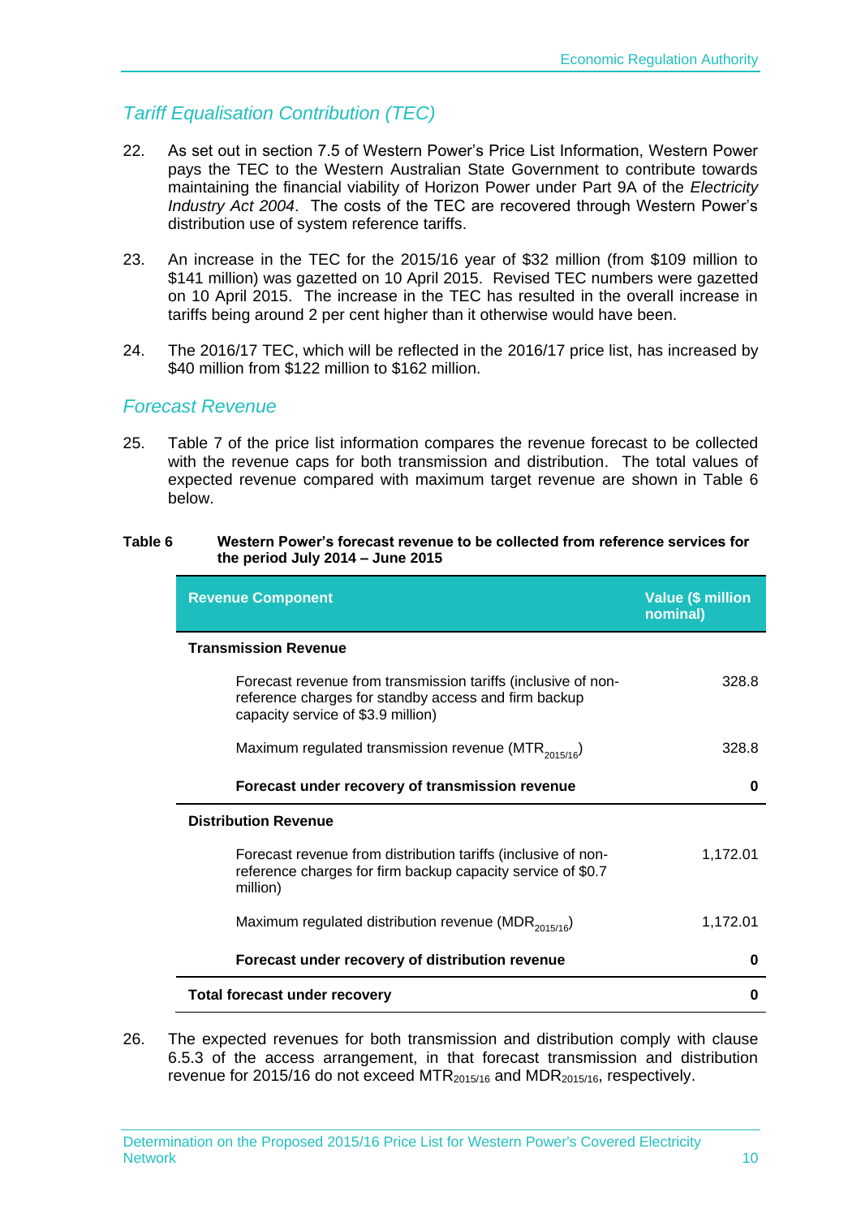## *Tariff Equalisation Contribution (TEC)*

22. As set out in section 7.5 of Western Power's Price List Information, Western Power pays the TEC to the Western Australian State Government to contribute towards maintaining the financial viability of Horizon Power under Part 9A of the *Electricity Industry Act 2004*. The costs of the TEC are recovered through Western Power's distribution use of system reference tariffs.

23. An increase in the TEC for the 2015/16 year of $32 million (from $109 million to $141 million) was gazetted on 10 April 2015. Revised TEC numbers were gazetted on 10 April 2015. The increase in the TEC has resulted in the overall increase in tariffs being around 2 per cent higher than it otherwise would have been.

24. The 2016/17 TEC, which will be reflected in the 2016/17 price list, has increased by $40 million from $122 million to $162 million.

## *Forecast Revenue*

25. Table 7 of the price list information compares the revenue forecast to be collected with the revenue caps for both transmission and distribution. The total values of expected revenue compared with maximum target revenue are shown in Table 6 below.

**Table 6 Western Power's forecast revenue to be collected from reference services for the period July 2014 – June 2015**

| Revenue Component | Value ($ million nominal) |
|---|---|
| **Transmission Revenue** | |
| Forecast revenue from transmission tariffs (inclusive of non-reference charges for standby access and firm backup capacity service of $3.9 million) | 328.8 |
| Maximum regulated transmission revenue ($MTR_{2015/16}$) | 328.8 |
| **Forecast under recovery of transmission revenue** | **0** |
| **Distribution Revenue** | |
| Forecast revenue from distribution tariffs (inclusive of non-reference charges for firm backup capacity service of $0.7 million) | 1,172.01 |
| Maximum regulated distribution revenue ($MDR_{2015/16}$) | 1,172.01 |
| **Forecast under recovery of distribution revenue** | **0** |
| **Total forecast under recovery** | **0** |

26. The expected revenues for both transmission and distribution comply with clause 6.5.3 of the access arrangement, in that forecast transmission and distribution revenue for 2015/16 do not exceed $MTR_{2015/16}$ and $MDR_{2015/16}$, respectively.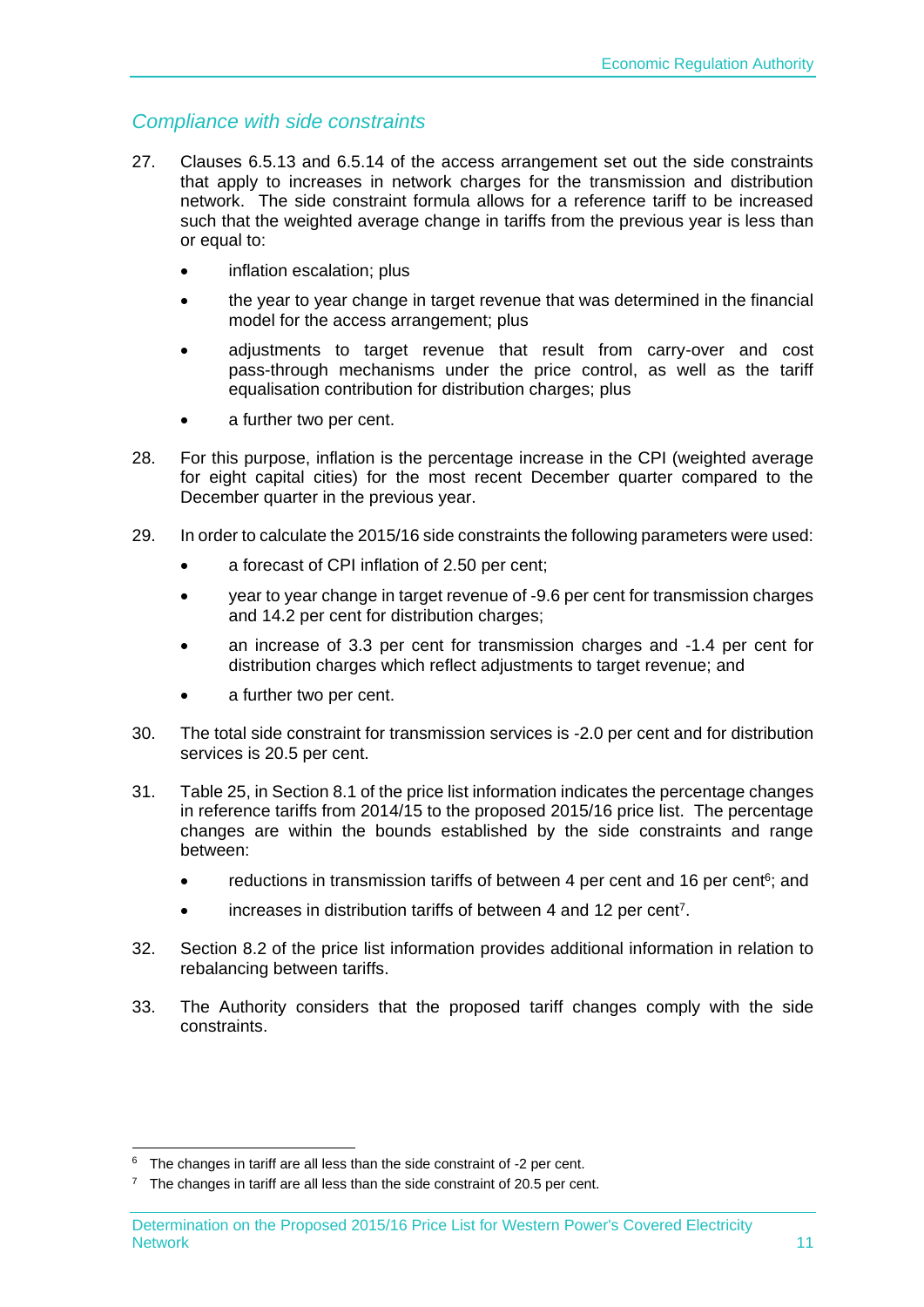## *Compliance with side constraints*

27. Clauses 6.5.13 and 6.5.14 of the access arrangement set out the side constraints that apply to increases in network charges for the transmission and distribution network. The side constraint formula allows for a reference tariff to be increased such that the weighted average change in tariffs from the previous year is less than or equal to:

    - inflation escalation; plus
    - the year to year change in target revenue that was determined in the financial model for the access arrangement; plus
    - adjustments to target revenue that result from carry-over and cost pass-through mechanisms under the price control, as well as the tariff equalisation contribution for distribution charges; plus
    - a further two per cent.

28. For this purpose, inflation is the percentage increase in the CPI (weighted average for eight capital cities) for the most recent December quarter compared to the December quarter in the previous year.

29. In order to calculate the 2015/16 side constraints the following parameters were used:

    - a forecast of CPI inflation of 2.50 per cent;
    - year to year change in target revenue of -9.6 per cent for transmission charges and 14.2 per cent for distribution charges;
    - an increase of 3.3 per cent for transmission charges and -1.4 per cent for distribution charges which reflect adjustments to target revenue; and
    - a further two per cent.

30. The total side constraint for transmission services is -2.0 per cent and for distribution services is 20.5 per cent.

31. Table 25, in Section 8.1 of the price list information indicates the percentage changes in reference tariffs from 2014/15 to the proposed 2015/16 price list. The percentage changes are within the bounds established by the side constraints and range between:

    - reductions in transmission tariffs of between 4 per cent and 16 per cent[6]; and
    - increases in distribution tariffs of between 4 and 12 per cent[7].

32. Section 8.2 of the price list information provides additional information in relation to rebalancing between tariffs.

33. The Authority considers that the proposed tariff changes comply with the side constraints.

---

[6] The changes in tariff are all less than the side constraint of -2 per cent.

[7] The changes in tariff are all less than the side constraint of 20.5 per cent.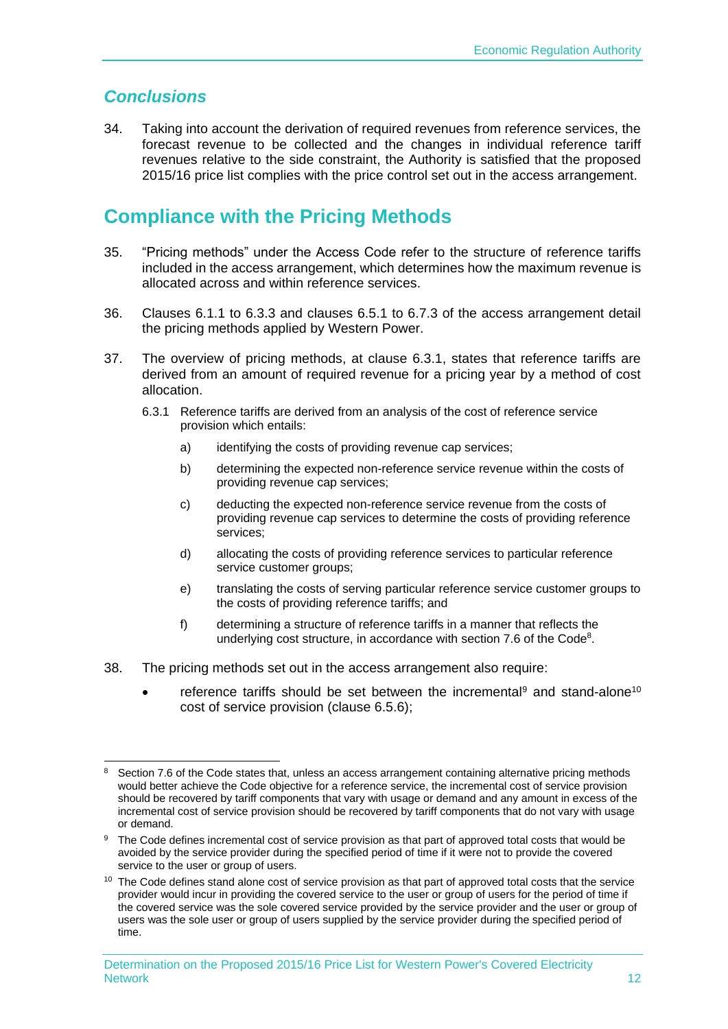## *Conclusions*

34. Taking into account the derivation of required revenues from reference services, the forecast revenue to be collected and the changes in individual reference tariff revenues relative to the side constraint, the Authority is satisfied that the proposed 2015/16 price list complies with the price control set out in the access arrangement.

# Compliance with the Pricing Methods

35. "Pricing methods" under the Access Code refer to the structure of reference tariffs included in the access arrangement, which determines how the maximum revenue is allocated across and within reference services.

36. Clauses 6.1.1 to 6.3.3 and clauses 6.5.1 to 6.7.3 of the access arrangement detail the pricing methods applied by Western Power.

37. The overview of pricing methods, at clause 6.3.1, states that reference tariffs are derived from an amount of required revenue for a pricing year by a method of cost allocation.

> 6.3.1 Reference tariffs are derived from an analysis of the cost of reference service provision which entails:
>
> a) identifying the costs of providing revenue cap services;
>
> b) determining the expected non-reference service revenue within the costs of providing revenue cap services;
>
> c) deducting the expected non-reference service revenue from the costs of providing revenue cap services to determine the costs of providing reference services;
>
> d) allocating the costs of providing reference services to particular reference service customer groups;
>
> e) translating the costs of serving particular reference service customer groups to the costs of providing reference tariffs; and
>
> f) determining a structure of reference tariffs in a manner that reflects the underlying cost structure, in accordance with section 7.6 of the Code[8].

38. The pricing methods set out in the access arrangement also require:

- reference tariffs should be set between the incremental[9] and stand-alone[10] cost of service provision (clause 6.5.6);

---

[8] Section 7.6 of the Code states that, unless an access arrangement containing alternative pricing methods would better achieve the Code objective for a reference service, the incremental cost of service provision should be recovered by tariff components that vary with usage or demand and any amount in excess of the incremental cost of service provision should be recovered by tariff components that do not vary with usage or demand.

[9] The Code defines incremental cost of service provision as that part of approved total costs that would be avoided by the service provider during the specified period of time if it were not to provide the covered service to the user or group of users.

[10] The Code defines stand alone cost of service provision as that part of approved total costs that the service provider would incur in providing the covered service to the user or group of users for the period of time if the covered service was the sole covered service provided by the service provider and the user or group of users was the sole user or group of users supplied by the service provider during the specified period of time.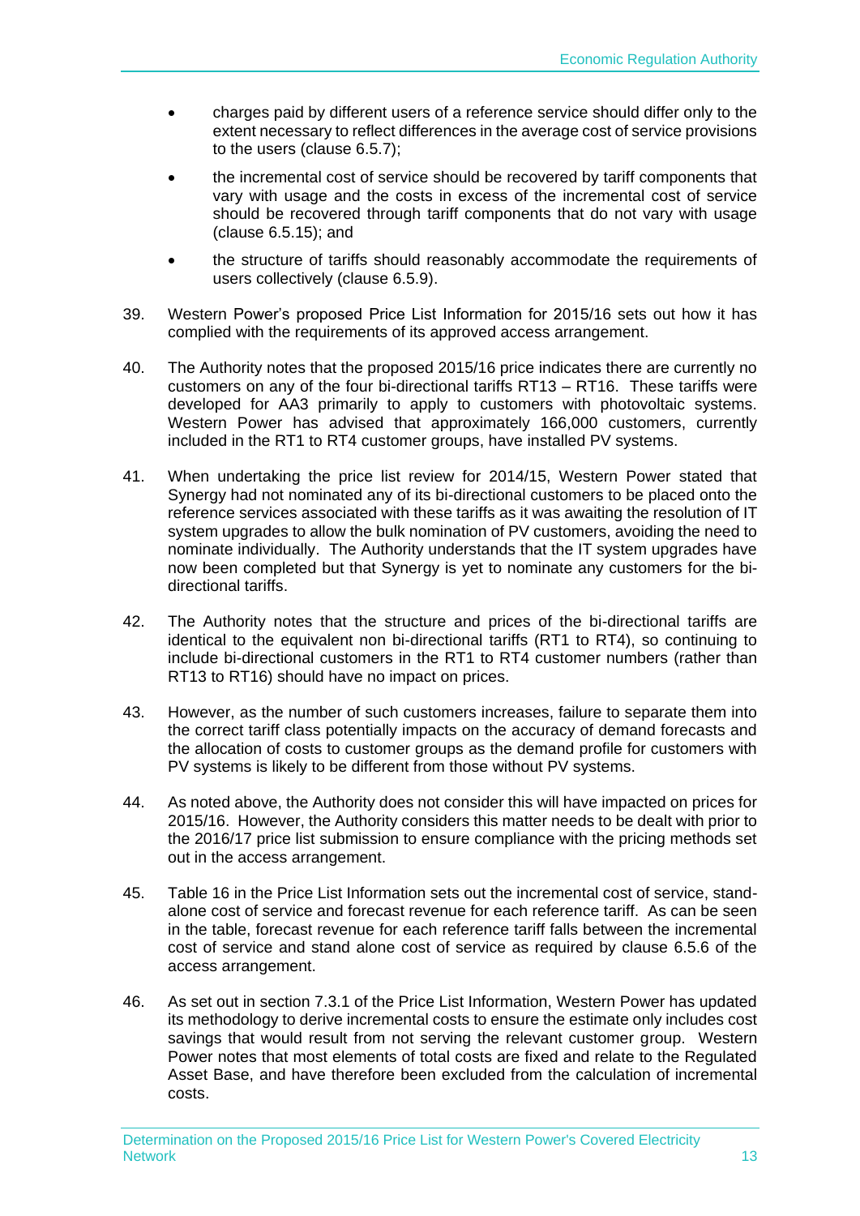- charges paid by different users of a reference service should differ only to the extent necessary to reflect differences in the average cost of service provisions to the users (clause 6.5.7);
- the incremental cost of service should be recovered by tariff components that vary with usage and the costs in excess of the incremental cost of service should be recovered through tariff components that do not vary with usage (clause 6.5.15); and
- the structure of tariffs should reasonably accommodate the requirements of users collectively (clause 6.5.9).

39. Western Power's proposed Price List Information for 2015/16 sets out how it has complied with the requirements of its approved access arrangement.

40. The Authority notes that the proposed 2015/16 price indicates there are currently no customers on any of the four bi-directional tariffs RT13 – RT16. These tariffs were developed for AA3 primarily to apply to customers with photovoltaic systems. Western Power has advised that approximately 166,000 customers, currently included in the RT1 to RT4 customer groups, have installed PV systems.

41. When undertaking the price list review for 2014/15, Western Power stated that Synergy had not nominated any of its bi-directional customers to be placed onto the reference services associated with these tariffs as it was awaiting the resolution of IT system upgrades to allow the bulk nomination of PV customers, avoiding the need to nominate individually. The Authority understands that the IT system upgrades have now been completed but that Synergy is yet to nominate any customers for the bi-directional tariffs.

42. The Authority notes that the structure and prices of the bi-directional tariffs are identical to the equivalent non bi-directional tariffs (RT1 to RT4), so continuing to include bi-directional customers in the RT1 to RT4 customer numbers (rather than RT13 to RT16) should have no impact on prices.

43. However, as the number of such customers increases, failure to separate them into the correct tariff class potentially impacts on the accuracy of demand forecasts and the allocation of costs to customer groups as the demand profile for customers with PV systems is likely to be different from those without PV systems.

44. As noted above, the Authority does not consider this will have impacted on prices for 2015/16. However, the Authority considers this matter needs to be dealt with prior to the 2016/17 price list submission to ensure compliance with the pricing methods set out in the access arrangement.

45. Table 16 in the Price List Information sets out the incremental cost of service, stand-alone cost of service and forecast revenue for each reference tariff. As can be seen in the table, forecast revenue for each reference tariff falls between the incremental cost of service and stand alone cost of service as required by clause 6.5.6 of the access arrangement.

46. As set out in section 7.3.1 of the Price List Information, Western Power has updated its methodology to derive incremental costs to ensure the estimate only includes cost savings that would result from not serving the relevant customer group. Western Power notes that most elements of total costs are fixed and relate to the Regulated Asset Base, and have therefore been excluded from the calculation of incremental costs.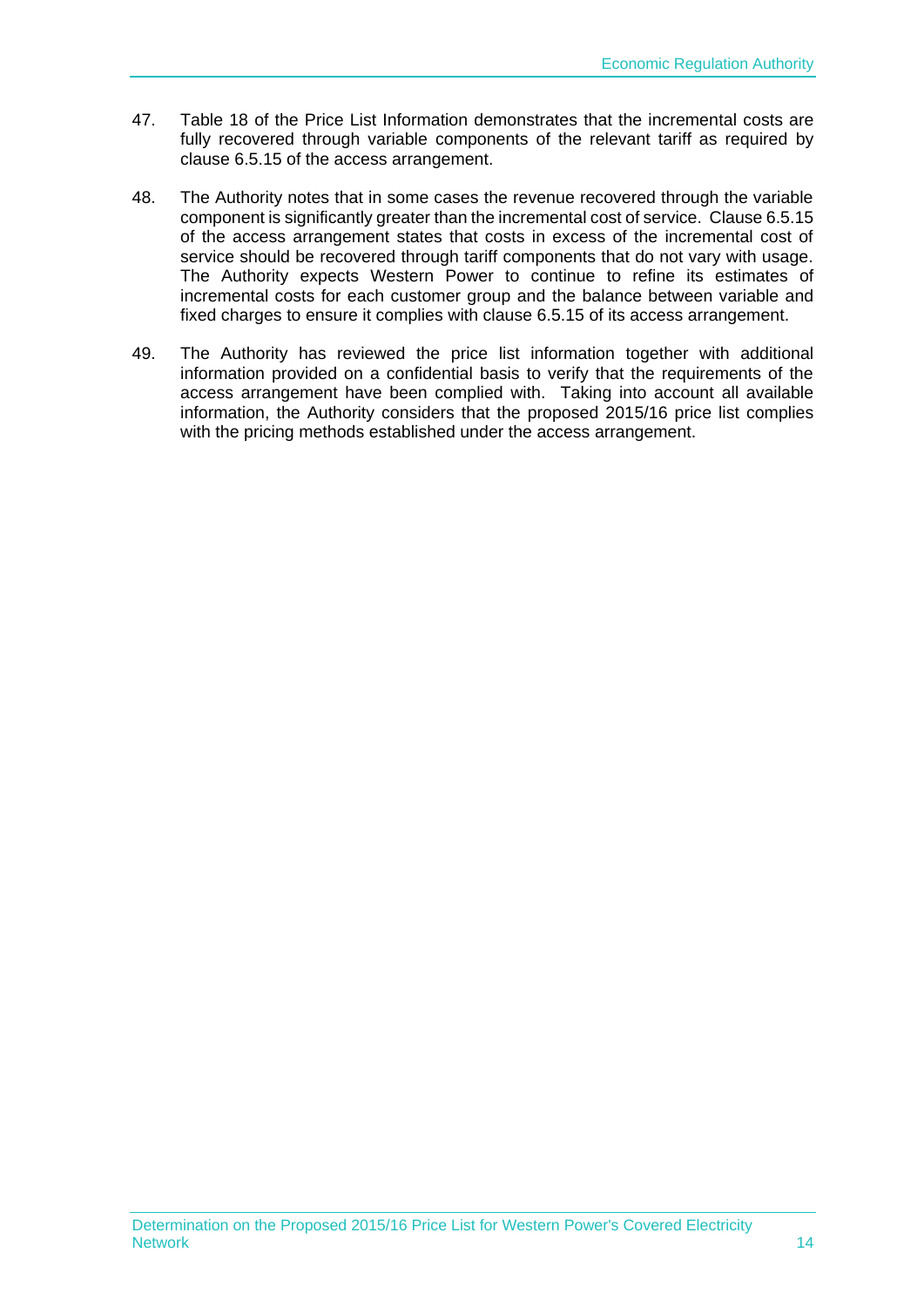47. Table 18 of the Price List Information demonstrates that the incremental costs are fully recovered through variable components of the relevant tariff as required by clause 6.5.15 of the access arrangement.

48. The Authority notes that in some cases the revenue recovered through the variable component is significantly greater than the incremental cost of service. Clause 6.5.15 of the access arrangement states that costs in excess of the incremental cost of service should be recovered through tariff components that do not vary with usage. The Authority expects Western Power to continue to refine its estimates of incremental costs for each customer group and the balance between variable and fixed charges to ensure it complies with clause 6.5.15 of its access arrangement.

49. The Authority has reviewed the price list information together with additional information provided on a confidential basis to verify that the requirements of the access arrangement have been complied with. Taking into account all available information, the Authority considers that the proposed 2015/16 price list complies with the pricing methods established under the access arrangement.